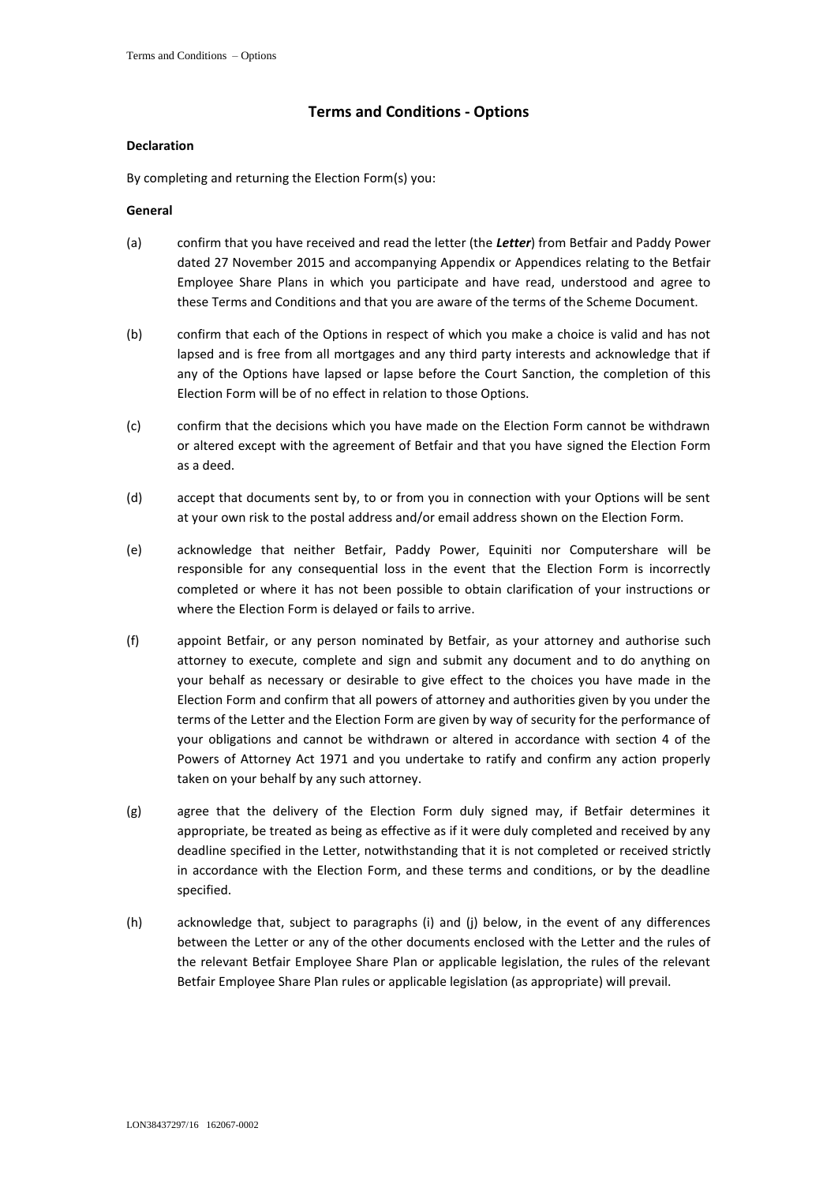# Terms and Conditions - Options

**Declaration**

By completing and returning the Election Form(s) you:

**General**

(a) confirm that you have received and read the letter (the ***Letter***) from Betfair and Paddy Power dated 27 November 2015 and accompanying Appendix or Appendices relating to the Betfair Employee Share Plans in which you participate and have read, understood and agree to these Terms and Conditions and that you are aware of the terms of the Scheme Document.

(b) confirm that each of the Options in respect of which you make a choice is valid and has not lapsed and is free from all mortgages and any third party interests and acknowledge that if any of the Options have lapsed or lapse before the Court Sanction, the completion of this Election Form will be of no effect in relation to those Options.

(c) confirm that the decisions which you have made on the Election Form cannot be withdrawn or altered except with the agreement of Betfair and that you have signed the Election Form as a deed.

(d) accept that documents sent by, to or from you in connection with your Options will be sent at your own risk to the postal address and/or email address shown on the Election Form.

(e) acknowledge that neither Betfair, Paddy Power, Equiniti nor Computershare will be responsible for any consequential loss in the event that the Election Form is incorrectly completed or where it has not been possible to obtain clarification of your instructions or where the Election Form is delayed or fails to arrive.

(f) appoint Betfair, or any person nominated by Betfair, as your attorney and authorise such attorney to execute, complete and sign and submit any document and to do anything on your behalf as necessary or desirable to give effect to the choices you have made in the Election Form and confirm that all powers of attorney and authorities given by you under the terms of the Letter and the Election Form are given by way of security for the performance of your obligations and cannot be withdrawn or altered in accordance with section 4 of the Powers of Attorney Act 1971 and you undertake to ratify and confirm any action properly taken on your behalf by any such attorney.

(g) agree that the delivery of the Election Form duly signed may, if Betfair determines it appropriate, be treated as being as effective as if it were duly completed and received by any deadline specified in the Letter, notwithstanding that it is not completed or received strictly in accordance with the Election Form, and these terms and conditions, or by the deadline specified.

(h) acknowledge that, subject to paragraphs (i) and (j) below, in the event of any differences between the Letter or any of the other documents enclosed with the Letter and the rules of the relevant Betfair Employee Share Plan or applicable legislation, the rules of the relevant Betfair Employee Share Plan rules or applicable legislation (as appropriate) will prevail.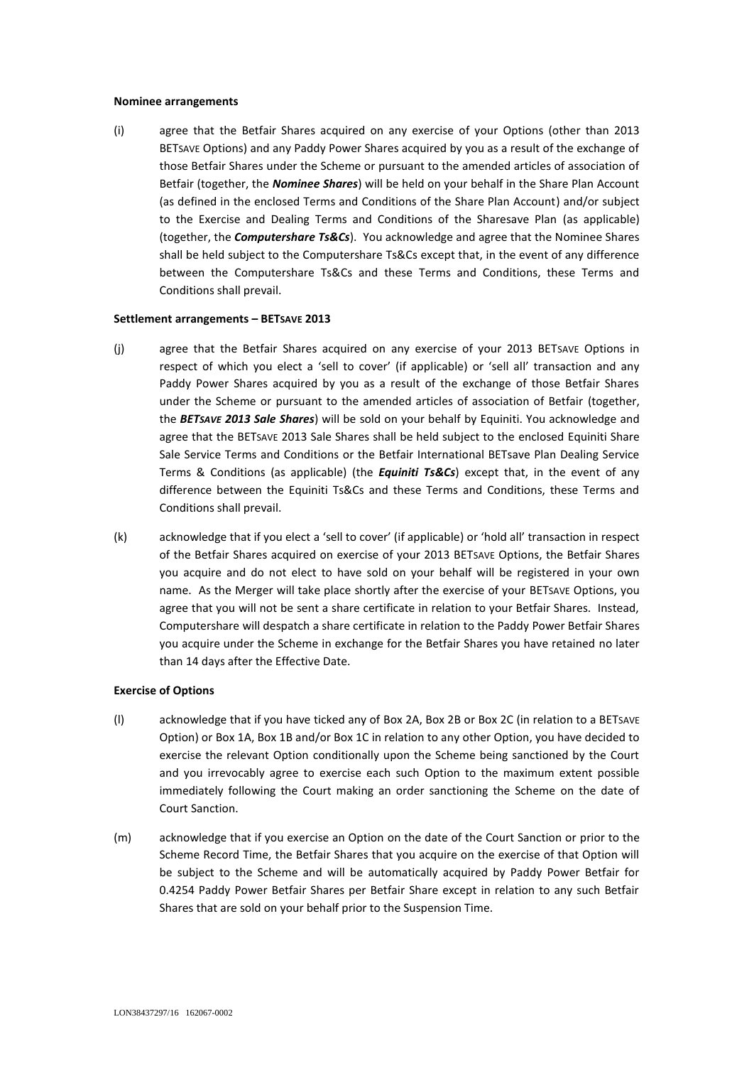**Nominee arrangements**

(i) agree that the Betfair Shares acquired on any exercise of your Options (other than 2013 BETSAVE Options) and any Paddy Power Shares acquired by you as a result of the exchange of those Betfair Shares under the Scheme or pursuant to the amended articles of association of Betfair (together, the ***Nominee Shares***) will be held on your behalf in the Share Plan Account (as defined in the enclosed Terms and Conditions of the Share Plan Account) and/or subject to the Exercise and Dealing Terms and Conditions of the Sharesave Plan (as applicable) (together, the ***Computershare Ts&Cs***). You acknowledge and agree that the Nominee Shares shall be held subject to the Computershare Ts&Cs except that, in the event of any difference between the Computershare Ts&Cs and these Terms and Conditions, these Terms and Conditions shall prevail.

**Settlement arrangements – BETSAVE 2013**

(j) agree that the Betfair Shares acquired on any exercise of your 2013 BETSAVE Options in respect of which you elect a 'sell to cover' (if applicable) or 'sell all' transaction and any Paddy Power Shares acquired by you as a result of the exchange of those Betfair Shares under the Scheme or pursuant to the amended articles of association of Betfair (together, the ***BETSAVE 2013 Sale Shares***) will be sold on your behalf by Equiniti. You acknowledge and agree that the BETSAVE 2013 Sale Shares shall be held subject to the enclosed Equiniti Share Sale Service Terms and Conditions or the Betfair International BETsave Plan Dealing Service Terms & Conditions (as applicable) (the ***Equiniti Ts&Cs***) except that, in the event of any difference between the Equiniti Ts&Cs and these Terms and Conditions, these Terms and Conditions shall prevail.

(k) acknowledge that if you elect a 'sell to cover' (if applicable) or 'hold all' transaction in respect of the Betfair Shares acquired on exercise of your 2013 BETSAVE Options, the Betfair Shares you acquire and do not elect to have sold on your behalf will be registered in your own name. As the Merger will take place shortly after the exercise of your BETSAVE Options, you agree that you will not be sent a share certificate in relation to your Betfair Shares. Instead, Computershare will despatch a share certificate in relation to the Paddy Power Betfair Shares you acquire under the Scheme in exchange for the Betfair Shares you have retained no later than 14 days after the Effective Date.

**Exercise of Options**

(l) acknowledge that if you have ticked any of Box 2A, Box 2B or Box 2C (in relation to a BETSAVE Option) or Box 1A, Box 1B and/or Box 1C in relation to any other Option, you have decided to exercise the relevant Option conditionally upon the Scheme being sanctioned by the Court and you irrevocably agree to exercise each such Option to the maximum extent possible immediately following the Court making an order sanctioning the Scheme on the date of Court Sanction.

(m) acknowledge that if you exercise an Option on the date of the Court Sanction or prior to the Scheme Record Time, the Betfair Shares that you acquire on the exercise of that Option will be subject to the Scheme and will be automatically acquired by Paddy Power Betfair for 0.4254 Paddy Power Betfair Shares per Betfair Share except in relation to any such Betfair Shares that are sold on your behalf prior to the Suspension Time.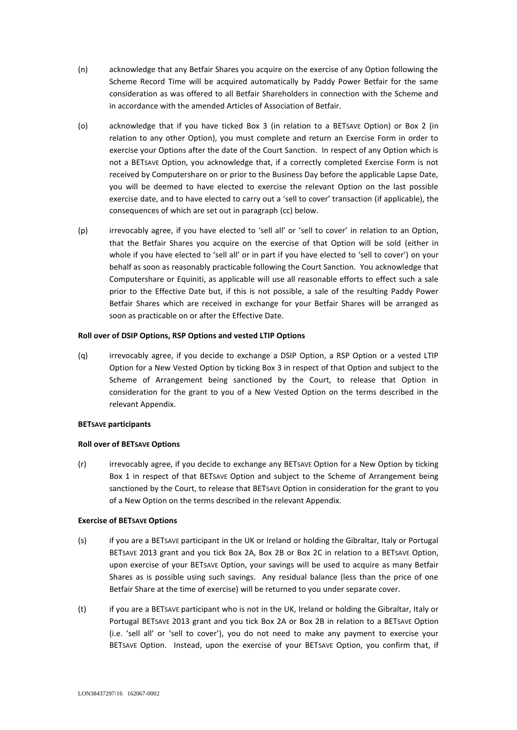(n) acknowledge that any Betfair Shares you acquire on the exercise of any Option following the Scheme Record Time will be acquired automatically by Paddy Power Betfair for the same consideration as was offered to all Betfair Shareholders in connection with the Scheme and in accordance with the amended Articles of Association of Betfair.

(o) acknowledge that if you have ticked Box 3 (in relation to a BETSAVE Option) or Box 2 (in relation to any other Option), you must complete and return an Exercise Form in order to exercise your Options after the date of the Court Sanction. In respect of any Option which is not a BETSAVE Option, you acknowledge that, if a correctly completed Exercise Form is not received by Computershare on or prior to the Business Day before the applicable Lapse Date, you will be deemed to have elected to exercise the relevant Option on the last possible exercise date, and to have elected to carry out a 'sell to cover' transaction (if applicable), the consequences of which are set out in paragraph (cc) below.

(p) irrevocably agree, if you have elected to 'sell all' or 'sell to cover' in relation to an Option, that the Betfair Shares you acquire on the exercise of that Option will be sold (either in whole if you have elected to 'sell all' or in part if you have elected to 'sell to cover') on your behalf as soon as reasonably practicable following the Court Sanction. You acknowledge that Computershare or Equiniti, as applicable will use all reasonable efforts to effect such a sale prior to the Effective Date but, if this is not possible, a sale of the resulting Paddy Power Betfair Shares which are received in exchange for your Betfair Shares will be arranged as soon as practicable on or after the Effective Date.

**Roll over of DSIP Options, RSP Options and vested LTIP Options**

(q) irrevocably agree, if you decide to exchange a DSIP Option, a RSP Option or a vested LTIP Option for a New Vested Option by ticking Box 3 in respect of that Option and subject to the Scheme of Arrangement being sanctioned by the Court, to release that Option in consideration for the grant to you of a New Vested Option on the terms described in the relevant Appendix.

**BETSAVE participants**

**Roll over of BETSAVE Options**

(r) irrevocably agree, if you decide to exchange any BETSAVE Option for a New Option by ticking Box 1 in respect of that BETSAVE Option and subject to the Scheme of Arrangement being sanctioned by the Court, to release that BETSAVE Option in consideration for the grant to you of a New Option on the terms described in the relevant Appendix.

**Exercise of BETSAVE Options**

(s) if you are a BETSAVE participant in the UK or Ireland or holding the Gibraltar, Italy or Portugal BETSAVE 2013 grant and you tick Box 2A, Box 2B or Box 2C in relation to a BETSAVE Option, upon exercise of your BETSAVE Option, your savings will be used to acquire as many Betfair Shares as is possible using such savings. Any residual balance (less than the price of one Betfair Share at the time of exercise) will be returned to you under separate cover.

(t) if you are a BETSAVE participant who is not in the UK, Ireland or holding the Gibraltar, Italy or Portugal BETSAVE 2013 grant and you tick Box 2A or Box 2B in relation to a BETSAVE Option (i.e. 'sell all' or 'sell to cover'), you do not need to make any payment to exercise your BETSAVE Option. Instead, upon the exercise of your BETSAVE Option, you confirm that, if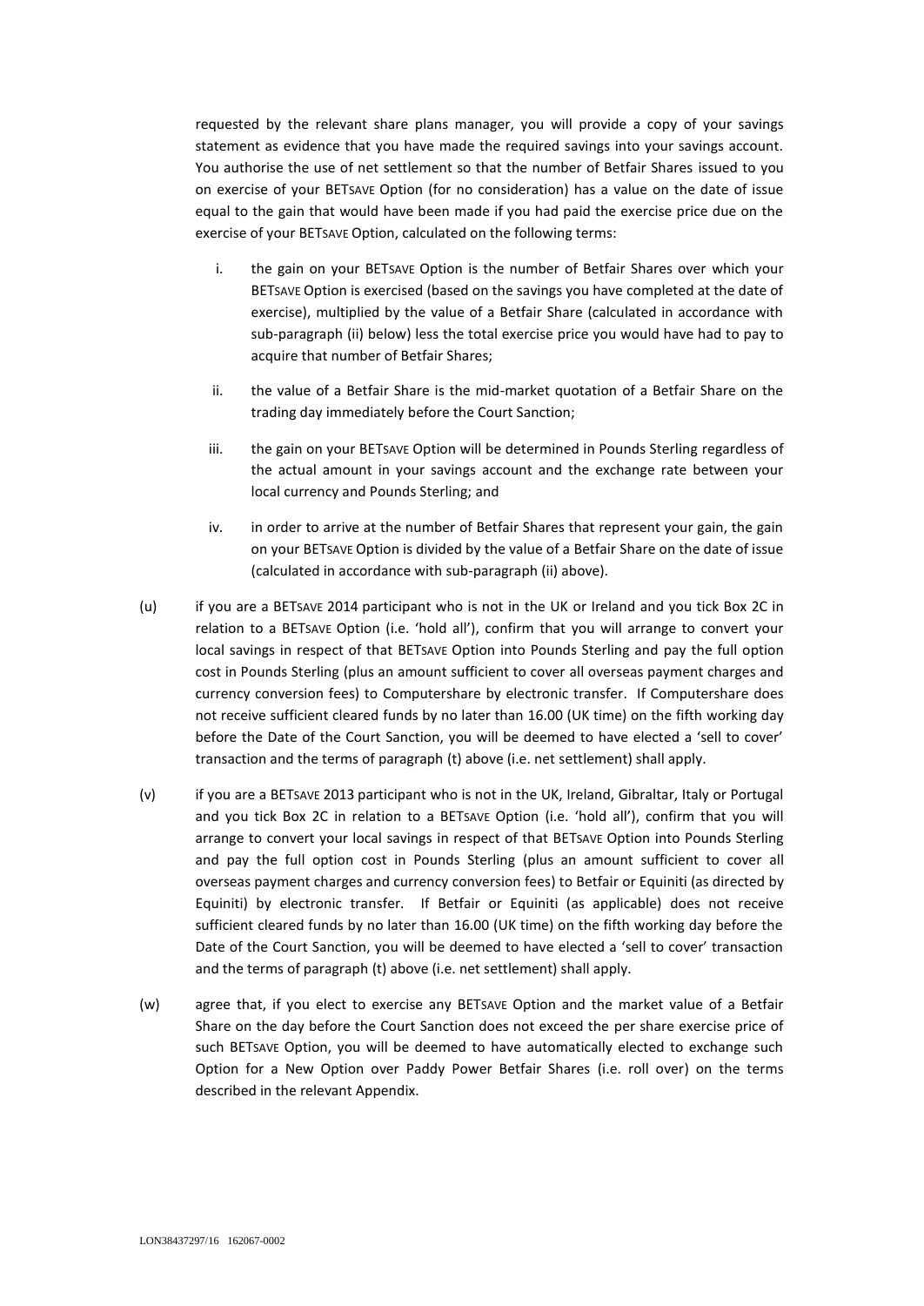requested by the relevant share plans manager, you will provide a copy of your savings statement as evidence that you have made the required savings into your savings account. You authorise the use of net settlement so that the number of Betfair Shares issued to you on exercise of your BETSAVE Option (for no consideration) has a value on the date of issue equal to the gain that would have been made if you had paid the exercise price due on the exercise of your BETSAVE Option, calculated on the following terms:

i. the gain on your BETSAVE Option is the number of Betfair Shares over which your BETSAVE Option is exercised (based on the savings you have completed at the date of exercise), multiplied by the value of a Betfair Share (calculated in accordance with sub-paragraph (ii) below) less the total exercise price you would have had to pay to acquire that number of Betfair Shares;

ii. the value of a Betfair Share is the mid-market quotation of a Betfair Share on the trading day immediately before the Court Sanction;

iii. the gain on your BETSAVE Option will be determined in Pounds Sterling regardless of the actual amount in your savings account and the exchange rate between your local currency and Pounds Sterling; and

iv. in order to arrive at the number of Betfair Shares that represent your gain, the gain on your BETSAVE Option is divided by the value of a Betfair Share on the date of issue (calculated in accordance with sub-paragraph (ii) above).

(u) if you are a BETSAVE 2014 participant who is not in the UK or Ireland and you tick Box 2C in relation to a BETSAVE Option (i.e. 'hold all'), confirm that you will arrange to convert your local savings in respect of that BETSAVE Option into Pounds Sterling and pay the full option cost in Pounds Sterling (plus an amount sufficient to cover all overseas payment charges and currency conversion fees) to Computershare by electronic transfer. If Computershare does not receive sufficient cleared funds by no later than 16.00 (UK time) on the fifth working day before the Date of the Court Sanction, you will be deemed to have elected a 'sell to cover' transaction and the terms of paragraph (t) above (i.e. net settlement) shall apply.

(v) if you are a BETSAVE 2013 participant who is not in the UK, Ireland, Gibraltar, Italy or Portugal and you tick Box 2C in relation to a BETSAVE Option (i.e. 'hold all'), confirm that you will arrange to convert your local savings in respect of that BETSAVE Option into Pounds Sterling and pay the full option cost in Pounds Sterling (plus an amount sufficient to cover all overseas payment charges and currency conversion fees) to Betfair or Equiniti (as directed by Equiniti) by electronic transfer. If Betfair or Equiniti (as applicable) does not receive sufficient cleared funds by no later than 16.00 (UK time) on the fifth working day before the Date of the Court Sanction, you will be deemed to have elected a 'sell to cover' transaction and the terms of paragraph (t) above (i.e. net settlement) shall apply.

(w) agree that, if you elect to exercise any BETSAVE Option and the market value of a Betfair Share on the day before the Court Sanction does not exceed the per share exercise price of such BETSAVE Option, you will be deemed to have automatically elected to exchange such Option for a New Option over Paddy Power Betfair Shares (i.e. roll over) on the terms described in the relevant Appendix.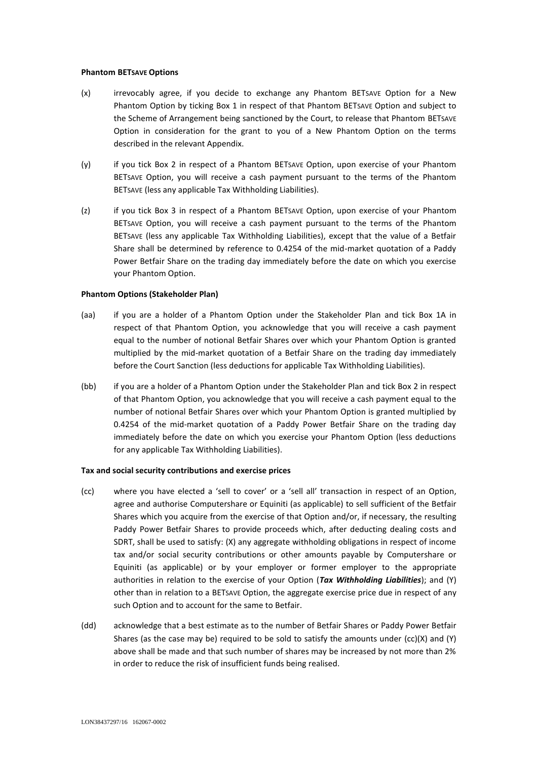**Phantom BETSAVE Options**

(x) irrevocably agree, if you decide to exchange any Phantom BETSAVE Option for a New Phantom Option by ticking Box 1 in respect of that Phantom BETSAVE Option and subject to the Scheme of Arrangement being sanctioned by the Court, to release that Phantom BETSAVE Option in consideration for the grant to you of a New Phantom Option on the terms described in the relevant Appendix.

(y) if you tick Box 2 in respect of a Phantom BETSAVE Option, upon exercise of your Phantom BETSAVE Option, you will receive a cash payment pursuant to the terms of the Phantom BETSAVE (less any applicable Tax Withholding Liabilities).

(z) if you tick Box 3 in respect of a Phantom BETSAVE Option, upon exercise of your Phantom BETSAVE Option, you will receive a cash payment pursuant to the terms of the Phantom BETSAVE (less any applicable Tax Withholding Liabilities), except that the value of a Betfair Share shall be determined by reference to 0.4254 of the mid-market quotation of a Paddy Power Betfair Share on the trading day immediately before the date on which you exercise your Phantom Option.

**Phantom Options (Stakeholder Plan)**

(aa) if you are a holder of a Phantom Option under the Stakeholder Plan and tick Box 1A in respect of that Phantom Option, you acknowledge that you will receive a cash payment equal to the number of notional Betfair Shares over which your Phantom Option is granted multiplied by the mid-market quotation of a Betfair Share on the trading day immediately before the Court Sanction (less deductions for applicable Tax Withholding Liabilities).

(bb) if you are a holder of a Phantom Option under the Stakeholder Plan and tick Box 2 in respect of that Phantom Option, you acknowledge that you will receive a cash payment equal to the number of notional Betfair Shares over which your Phantom Option is granted multiplied by 0.4254 of the mid-market quotation of a Paddy Power Betfair Share on the trading day immediately before the date on which you exercise your Phantom Option (less deductions for any applicable Tax Withholding Liabilities).

**Tax and social security contributions and exercise prices**

(cc) where you have elected a 'sell to cover' or a 'sell all' transaction in respect of an Option, agree and authorise Computershare or Equiniti (as applicable) to sell sufficient of the Betfair Shares which you acquire from the exercise of that Option and/or, if necessary, the resulting Paddy Power Betfair Shares to provide proceeds which, after deducting dealing costs and SDRT, shall be used to satisfy: (X) any aggregate withholding obligations in respect of income tax and/or social security contributions or other amounts payable by Computershare or Equiniti (as applicable) or by your employer or former employer to the appropriate authorities in relation to the exercise of your Option (***Tax Withholding Liabilities***); and (Y) other than in relation to a BETSAVE Option, the aggregate exercise price due in respect of any such Option and to account for the same to Betfair.

(dd) acknowledge that a best estimate as to the number of Betfair Shares or Paddy Power Betfair Shares (as the case may be) required to be sold to satisfy the amounts under (cc)(X) and (Y) above shall be made and that such number of shares may be increased by not more than 2% in order to reduce the risk of insufficient funds being realised.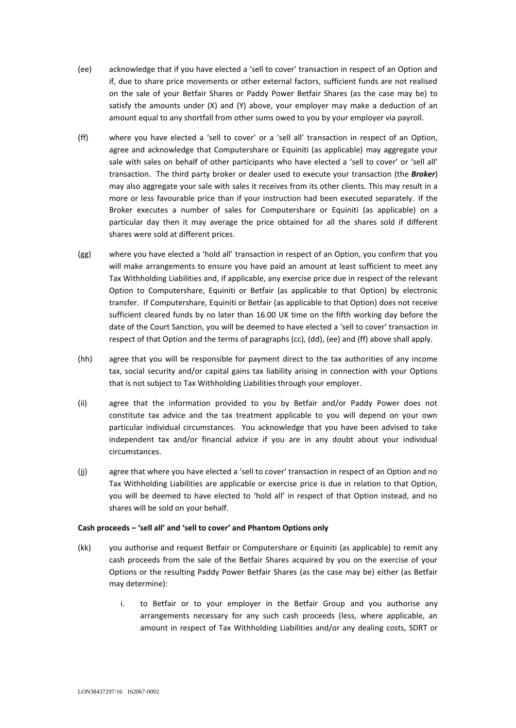(ee) acknowledge that if you have elected a 'sell to cover' transaction in respect of an Option and if, due to share price movements or other external factors, sufficient funds are not realised on the sale of your Betfair Shares or Paddy Power Betfair Shares (as the case may be) to satisfy the amounts under (X) and (Y) above, your employer may make a deduction of an amount equal to any shortfall from other sums owed to you by your employer via payroll.

(ff) where you have elected a 'sell to cover' or a 'sell all' transaction in respect of an Option, agree and acknowledge that Computershare or Equiniti (as applicable) may aggregate your sale with sales on behalf of other participants who have elected a 'sell to cover' or 'sell all' transaction. The third party broker or dealer used to execute your transaction (the ***Broker***) may also aggregate your sale with sales it receives from its other clients. This may result in a more or less favourable price than if your instruction had been executed separately. If the Broker executes a number of sales for Computershare or Equiniti (as applicable) on a particular day then it may average the price obtained for all the shares sold if different shares were sold at different prices.

(gg) where you have elected a 'hold all' transaction in respect of an Option, you confirm that you will make arrangements to ensure you have paid an amount at least sufficient to meet any Tax Withholding Liabilities and, if applicable, any exercise price due in respect of the relevant Option to Computershare, Equiniti or Betfair (as applicable to that Option) by electronic transfer. If Computershare, Equiniti or Betfair (as applicable to that Option) does not receive sufficient cleared funds by no later than 16.00 UK time on the fifth working day before the date of the Court Sanction, you will be deemed to have elected a 'sell to cover' transaction in respect of that Option and the terms of paragraphs (cc), (dd), (ee) and (ff) above shall apply.

(hh) agree that you will be responsible for payment direct to the tax authorities of any income tax, social security and/or capital gains tax liability arising in connection with your Options that is not subject to Tax Withholding Liabilities through your employer.

(ii) agree that the information provided to you by Betfair and/or Paddy Power does not constitute tax advice and the tax treatment applicable to you will depend on your own particular individual circumstances. You acknowledge that you have been advised to take independent tax and/or financial advice if you are in any doubt about your individual circumstances.

(jj) agree that where you have elected a 'sell to cover' transaction in respect of an Option and no Tax Withholding Liabilities are applicable or exercise price is due in relation to that Option, you will be deemed to have elected to 'hold all' in respect of that Option instead, and no shares will be sold on your behalf.

**Cash proceeds – 'sell all' and 'sell to cover' and Phantom Options only**

(kk) you authorise and request Betfair or Computershare or Equiniti (as applicable) to remit any cash proceeds from the sale of the Betfair Shares acquired by you on the exercise of your Options or the resulting Paddy Power Betfair Shares (as the case may be) either (as Betfair may determine):

   i. to Betfair or to your employer in the Betfair Group and you authorise any arrangements necessary for any such cash proceeds (less, where applicable, an amount in respect of Tax Withholding Liabilities and/or any dealing costs, SDRT or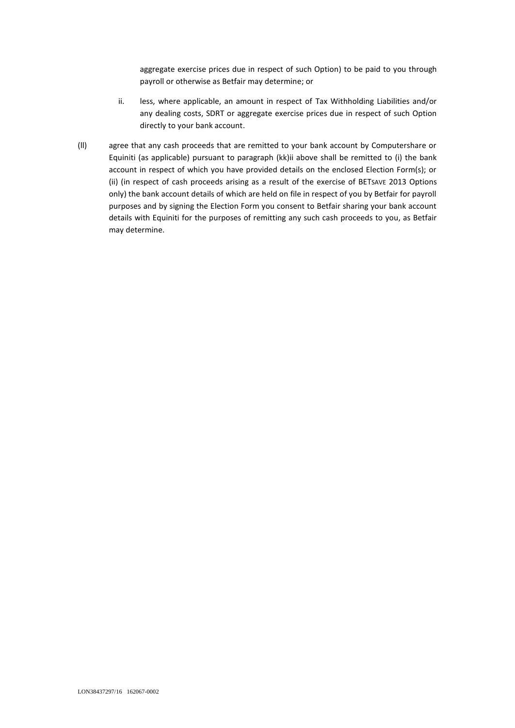aggregate exercise prices due in respect of such Option) to be paid to you through payroll or otherwise as Betfair may determine; or

ii. less, where applicable, an amount in respect of Tax Withholding Liabilities and/or any dealing costs, SDRT or aggregate exercise prices due in respect of such Option directly to your bank account.

(ll) agree that any cash proceeds that are remitted to your bank account by Computershare or Equiniti (as applicable) pursuant to paragraph (kk)ii above shall be remitted to (i) the bank account in respect of which you have provided details on the enclosed Election Form(s); or (ii) (in respect of cash proceeds arising as a result of the exercise of BETSAVE 2013 Options only) the bank account details of which are held on file in respect of you by Betfair for payroll purposes and by signing the Election Form you consent to Betfair sharing your bank account details with Equiniti for the purposes of remitting any such cash proceeds to you, as Betfair may determine.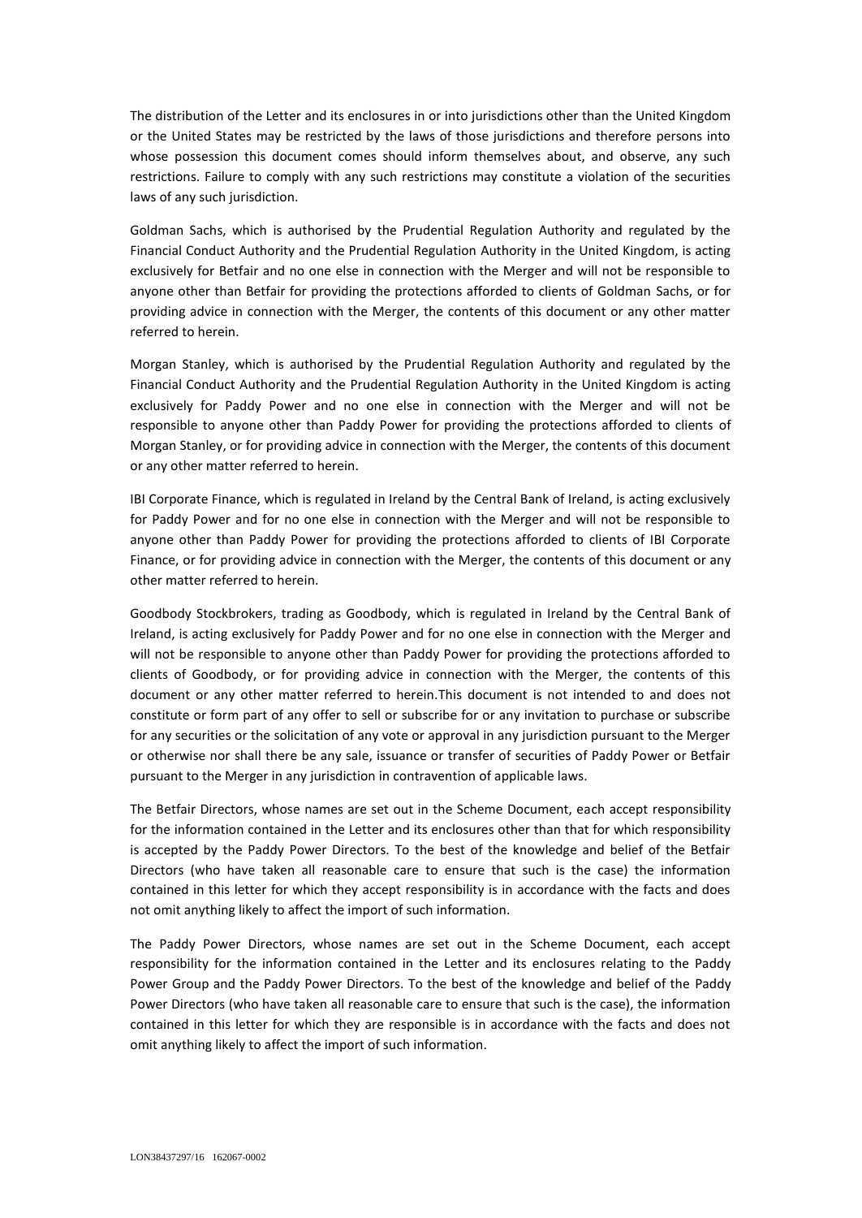The distribution of the Letter and its enclosures in or into jurisdictions other than the United Kingdom or the United States may be restricted by the laws of those jurisdictions and therefore persons into whose possession this document comes should inform themselves about, and observe, any such restrictions. Failure to comply with any such restrictions may constitute a violation of the securities laws of any such jurisdiction.

Goldman Sachs, which is authorised by the Prudential Regulation Authority and regulated by the Financial Conduct Authority and the Prudential Regulation Authority in the United Kingdom, is acting exclusively for Betfair and no one else in connection with the Merger and will not be responsible to anyone other than Betfair for providing the protections afforded to clients of Goldman Sachs, or for providing advice in connection with the Merger, the contents of this document or any other matter referred to herein.

Morgan Stanley, which is authorised by the Prudential Regulation Authority and regulated by the Financial Conduct Authority and the Prudential Regulation Authority in the United Kingdom is acting exclusively for Paddy Power and no one else in connection with the Merger and will not be responsible to anyone other than Paddy Power for providing the protections afforded to clients of Morgan Stanley, or for providing advice in connection with the Merger, the contents of this document or any other matter referred to herein.

IBI Corporate Finance, which is regulated in Ireland by the Central Bank of Ireland, is acting exclusively for Paddy Power and for no one else in connection with the Merger and will not be responsible to anyone other than Paddy Power for providing the protections afforded to clients of IBI Corporate Finance, or for providing advice in connection with the Merger, the contents of this document or any other matter referred to herein.

Goodbody Stockbrokers, trading as Goodbody, which is regulated in Ireland by the Central Bank of Ireland, is acting exclusively for Paddy Power and for no one else in connection with the Merger and will not be responsible to anyone other than Paddy Power for providing the protections afforded to clients of Goodbody, or for providing advice in connection with the Merger, the contents of this document or any other matter referred to herein.This document is not intended to and does not constitute or form part of any offer to sell or subscribe for or any invitation to purchase or subscribe for any securities or the solicitation of any vote or approval in any jurisdiction pursuant to the Merger or otherwise nor shall there be any sale, issuance or transfer of securities of Paddy Power or Betfair pursuant to the Merger in any jurisdiction in contravention of applicable laws.

The Betfair Directors, whose names are set out in the Scheme Document, each accept responsibility for the information contained in the Letter and its enclosures other than that for which responsibility is accepted by the Paddy Power Directors. To the best of the knowledge and belief of the Betfair Directors (who have taken all reasonable care to ensure that such is the case) the information contained in this letter for which they accept responsibility is in accordance with the facts and does not omit anything likely to affect the import of such information.

The Paddy Power Directors, whose names are set out in the Scheme Document, each accept responsibility for the information contained in the Letter and its enclosures relating to the Paddy Power Group and the Paddy Power Directors. To the best of the knowledge and belief of the Paddy Power Directors (who have taken all reasonable care to ensure that such is the case), the information contained in this letter for which they are responsible is in accordance with the facts and does not omit anything likely to affect the import of such information.

LON38437297/16 162067-0002